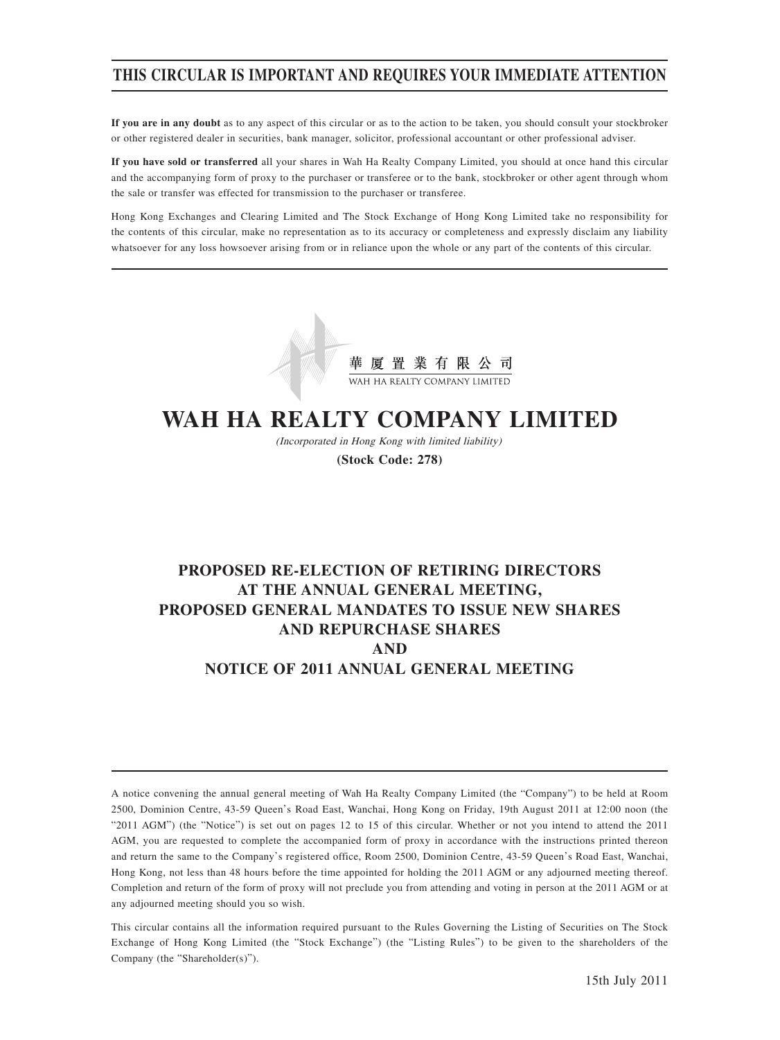**THIS CIRCULAR IS IMPORTANT AND REQUIRES YOUR IMMEDIATE ATTENTION**

**If you are in any doubt** as to any aspect of this circular or as to the action to be taken, you should consult your stockbroker or other registered dealer in securities, bank manager, solicitor, professional accountant or other professional adviser.

**If you have sold or transferred** all your shares in Wah Ha Realty Company Limited, you should at once hand this circular and the accompanying form of proxy to the purchaser or transferee or to the bank, stockbroker or other agent through whom the sale or transfer was effected for transmission to the purchaser or transferee.

Hong Kong Exchanges and Clearing Limited and The Stock Exchange of Hong Kong Limited take no responsibility for the contents of this circular, make no representation as to its accuracy or completeness and expressly disclaim any liability whatsoever for any loss howsoever arising from or in reliance upon the whole or any part of the contents of this circular.

華厦置業有限公司
WAH HA REALTY COMPANY LIMITED

# WAH HA REALTY COMPANY LIMITED

*(Incorporated in Hong Kong with limited liability)*

**(Stock Code: 278)**

## PROPOSED RE-ELECTION OF RETIRING DIRECTORS AT THE ANNUAL GENERAL MEETING, PROPOSED GENERAL MANDATES TO ISSUE NEW SHARES AND REPURCHASE SHARES AND NOTICE OF 2011 ANNUAL GENERAL MEETING

A notice convening the annual general meeting of Wah Ha Realty Company Limited (the "Company") to be held at Room 2500, Dominion Centre, 43-59 Queen's Road East, Wanchai, Hong Kong on Friday, 19th August 2011 at 12:00 noon (the "2011 AGM") (the "Notice") is set out on pages 12 to 15 of this circular. Whether or not you intend to attend the 2011 AGM, you are requested to complete the accompanied form of proxy in accordance with the instructions printed thereon and return the same to the Company's registered office, Room 2500, Dominion Centre, 43-59 Queen's Road East, Wanchai, Hong Kong, not less than 48 hours before the time appointed for holding the 2011 AGM or any adjourned meeting thereof. Completion and return of the form of proxy will not preclude you from attending and voting in person at the 2011 AGM or at any adjourned meeting should you so wish.

This circular contains all the information required pursuant to the Rules Governing the Listing of Securities on The Stock Exchange of Hong Kong Limited (the "Stock Exchange") (the "Listing Rules") to be given to the shareholders of the Company (the "Shareholder(s)").

15th July 2011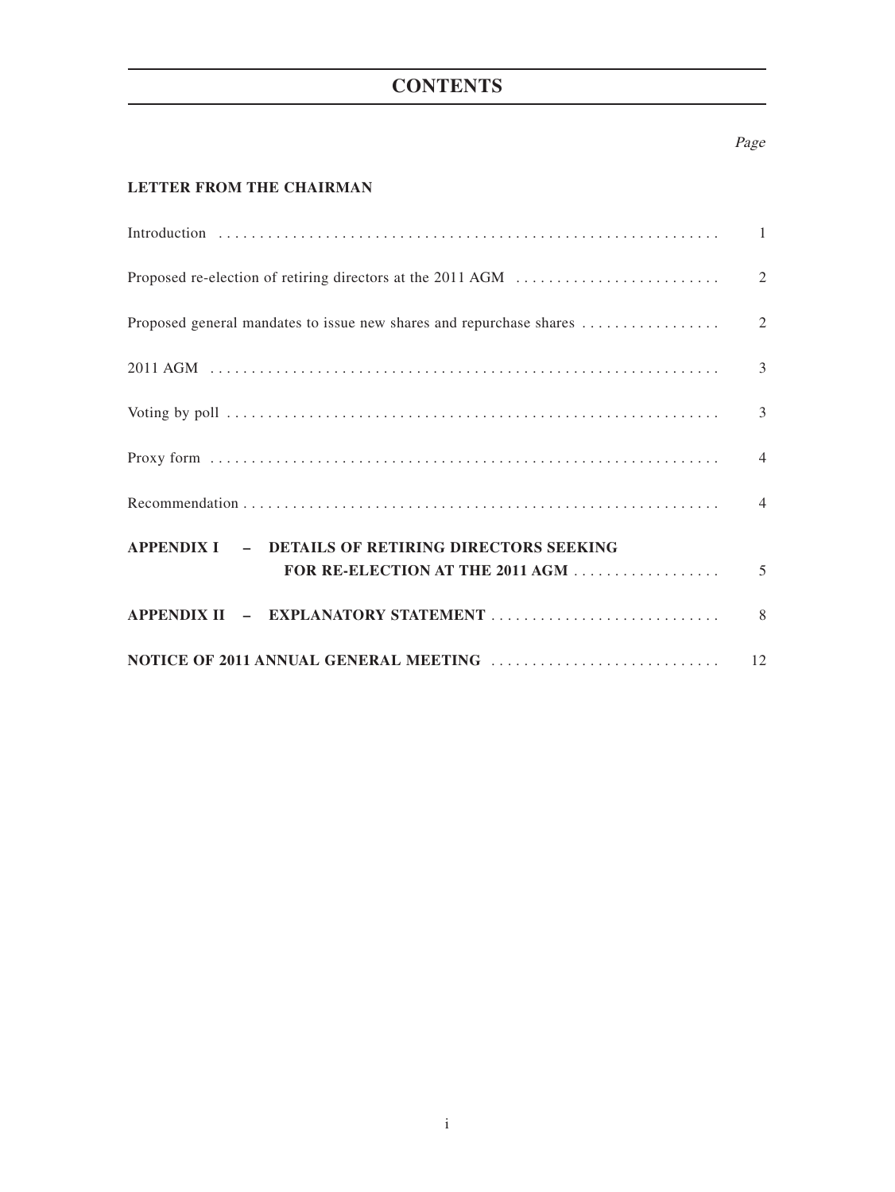# CONTENTS

| | Page |
|---|---|
| **LETTER FROM THE CHAIRMAN** | |
| Introduction | 1 |
| Proposed re-election of retiring directors at the 2011 AGM | 2 |
| Proposed general mandates to issue new shares and repurchase shares | 2 |
| 2011 AGM | 3 |
| Voting by poll | 3 |
| Proxy form | 4 |
| Recommendation | 4 |
| **APPENDIX I – DETAILS OF RETIRING DIRECTORS SEEKING FOR RE-ELECTION AT THE 2011 AGM** | 5 |
| **APPENDIX II – EXPLANATORY STATEMENT** | 8 |
| **NOTICE OF 2011 ANNUAL GENERAL MEETING** | 12 |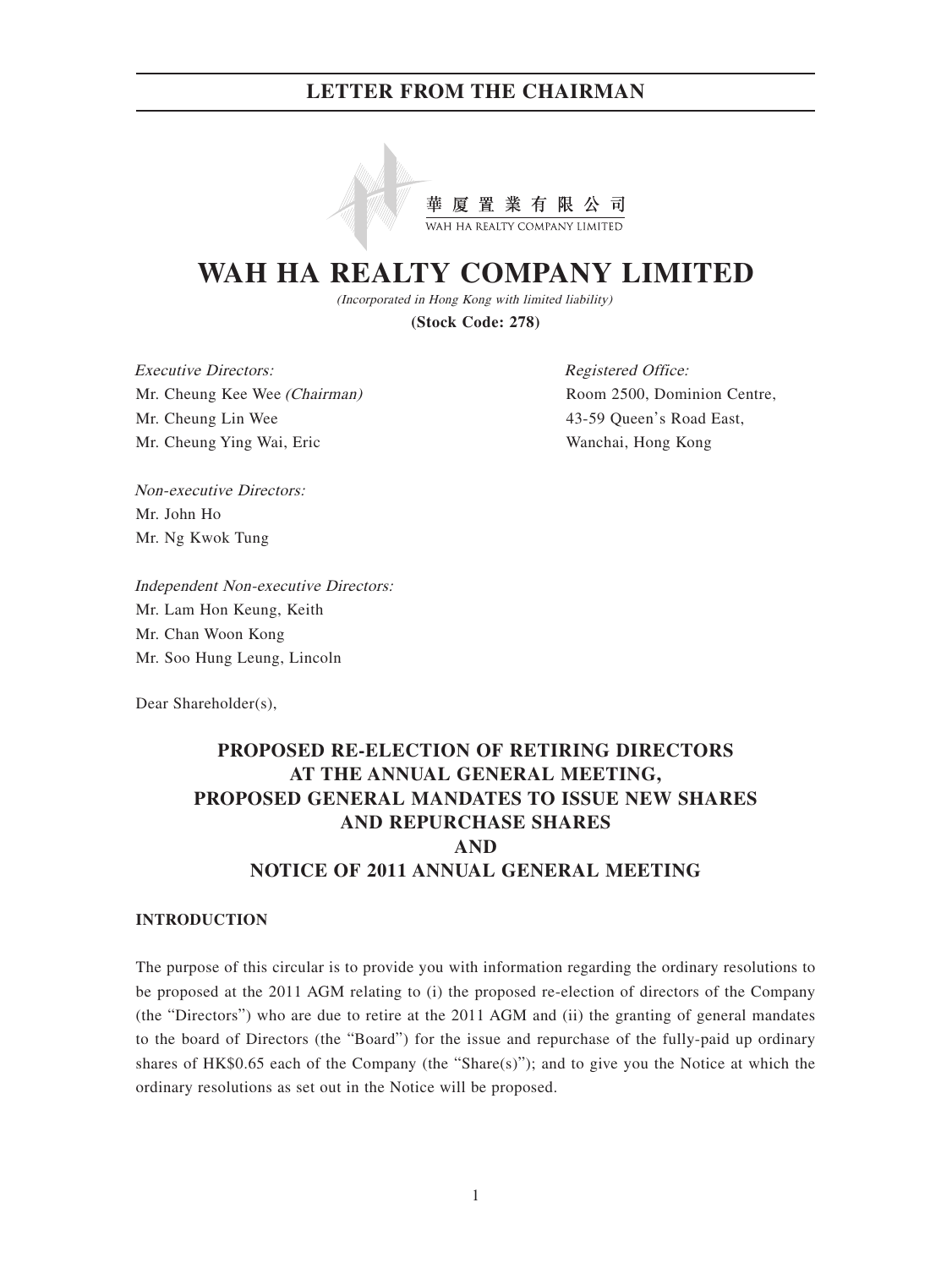# LETTER FROM THE CHAIRMAN

華夏置業有限公司
WAH HA REALTY COMPANY LIMITED

# WAH HA REALTY COMPANY LIMITED

*(Incorporated in Hong Kong with limited liability)*

**(Stock Code: 278)**

*Executive Directors:*
Mr. Cheung Kee Wee *(Chairman)*
Mr. Cheung Lin Wee
Mr. Cheung Ying Wai, Eric

*Registered Office:*
Room 2500, Dominion Centre,
43-59 Queen's Road East,
Wanchai, Hong Kong

*Non-executive Directors:*
Mr. John Ho
Mr. Ng Kwok Tung

*Independent Non-executive Directors:*
Mr. Lam Hon Keung, Keith
Mr. Chan Woon Kong
Mr. Soo Hung Leung, Lincoln

Dear Shareholder(s),

## PROPOSED RE-ELECTION OF RETIRING DIRECTORS AT THE ANNUAL GENERAL MEETING, PROPOSED GENERAL MANDATES TO ISSUE NEW SHARES AND REPURCHASE SHARES AND NOTICE OF 2011 ANNUAL GENERAL MEETING

### INTRODUCTION

The purpose of this circular is to provide you with information regarding the ordinary resolutions to be proposed at the 2011 AGM relating to (i) the proposed re-election of directors of the Company (the "Directors") who are due to retire at the 2011 AGM and (ii) the granting of general mandates to the board of Directors (the "Board") for the issue and repurchase of the fully-paid up ordinary shares of HK$0.65 each of the Company (the "Share(s)"); and to give you the Notice at which the ordinary resolutions as set out in the Notice will be proposed.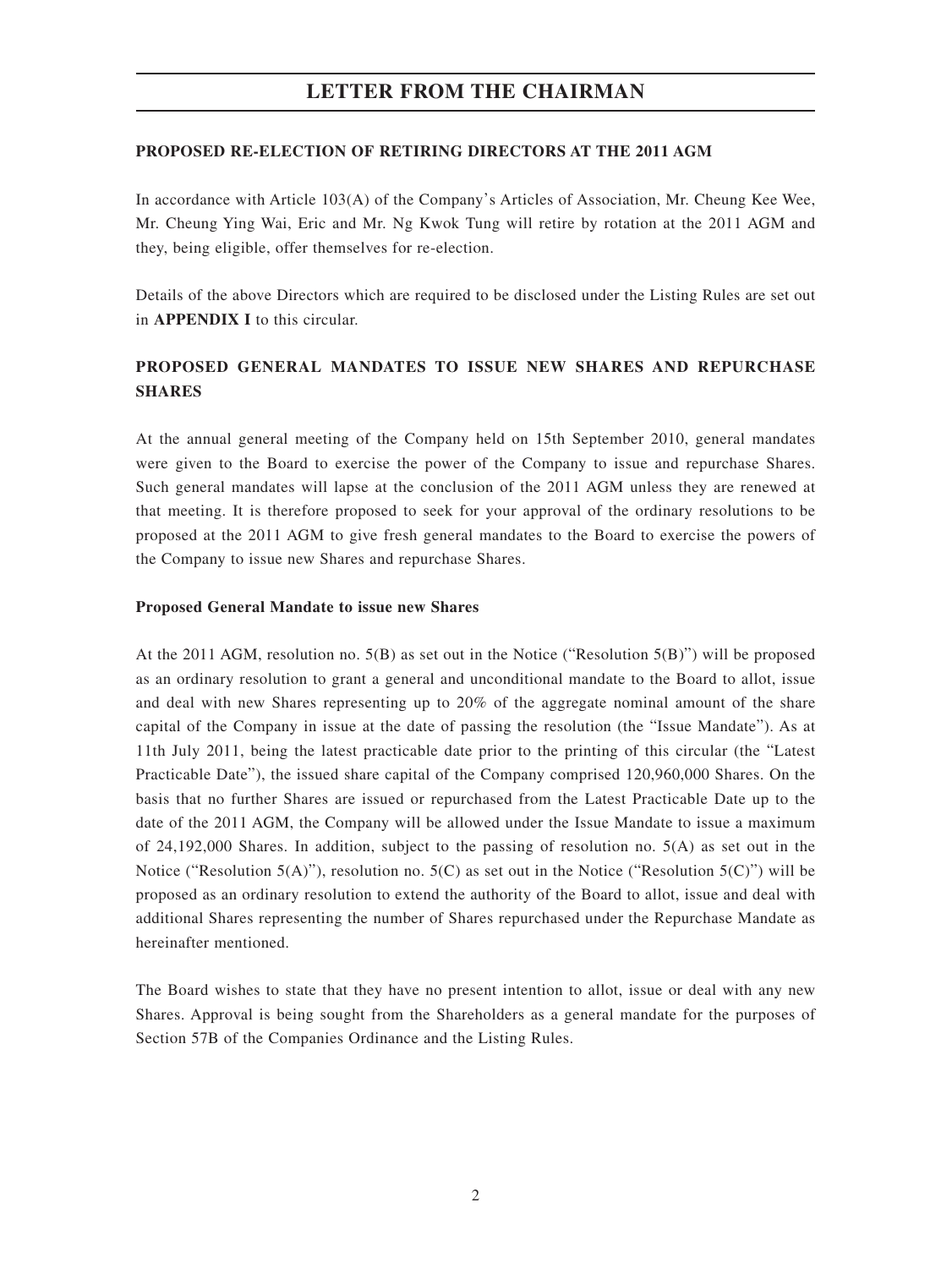# LETTER FROM THE CHAIRMAN

**PROPOSED RE-ELECTION OF RETIRING DIRECTORS AT THE 2011 AGM**

In accordance with Article 103(A) of the Company's Articles of Association, Mr. Cheung Kee Wee, Mr. Cheung Ying Wai, Eric and Mr. Ng Kwok Tung will retire by rotation at the 2011 AGM and they, being eligible, offer themselves for re-election.

Details of the above Directors which are required to be disclosed under the Listing Rules are set out in **APPENDIX I** to this circular.

**PROPOSED GENERAL MANDATES TO ISSUE NEW SHARES AND REPURCHASE SHARES**

At the annual general meeting of the Company held on 15th September 2010, general mandates were given to the Board to exercise the power of the Company to issue and repurchase Shares. Such general mandates will lapse at the conclusion of the 2011 AGM unless they are renewed at that meeting. It is therefore proposed to seek for your approval of the ordinary resolutions to be proposed at the 2011 AGM to give fresh general mandates to the Board to exercise the powers of the Company to issue new Shares and repurchase Shares.

**Proposed General Mandate to issue new Shares**

At the 2011 AGM, resolution no. 5(B) as set out in the Notice ("Resolution 5(B)") will be proposed as an ordinary resolution to grant a general and unconditional mandate to the Board to allot, issue and deal with new Shares representing up to 20% of the aggregate nominal amount of the share capital of the Company in issue at the date of passing the resolution (the "Issue Mandate"). As at 11th July 2011, being the latest practicable date prior to the printing of this circular (the "Latest Practicable Date"), the issued share capital of the Company comprised 120,960,000 Shares. On the basis that no further Shares are issued or repurchased from the Latest Practicable Date up to the date of the 2011 AGM, the Company will be allowed under the Issue Mandate to issue a maximum of 24,192,000 Shares. In addition, subject to the passing of resolution no. 5(A) as set out in the Notice ("Resolution 5(A)"), resolution no. 5(C) as set out in the Notice ("Resolution 5(C)") will be proposed as an ordinary resolution to extend the authority of the Board to allot, issue and deal with additional Shares representing the number of Shares repurchased under the Repurchase Mandate as hereinafter mentioned.

The Board wishes to state that they have no present intention to allot, issue or deal with any new Shares. Approval is being sought from the Shareholders as a general mandate for the purposes of Section 57B of the Companies Ordinance and the Listing Rules.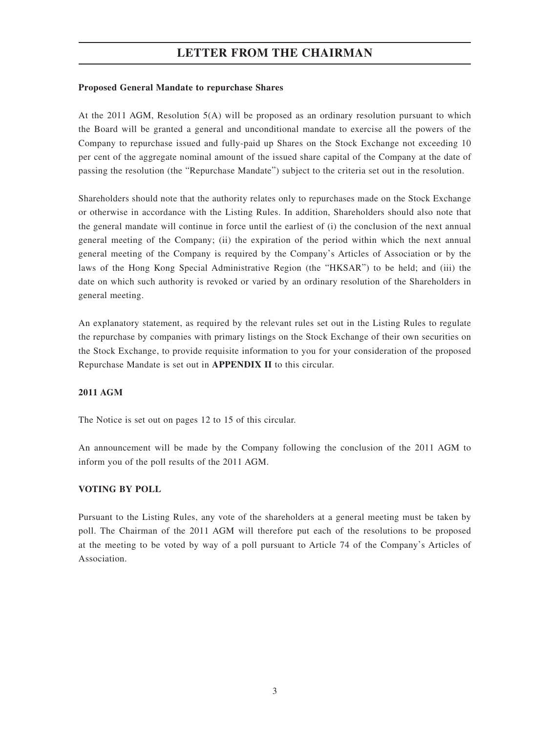# LETTER FROM THE CHAIRMAN

**Proposed General Mandate to repurchase Shares**

At the 2011 AGM, Resolution 5(A) will be proposed as an ordinary resolution pursuant to which the Board will be granted a general and unconditional mandate to exercise all the powers of the Company to repurchase issued and fully-paid up Shares on the Stock Exchange not exceeding 10 per cent of the aggregate nominal amount of the issued share capital of the Company at the date of passing the resolution (the "Repurchase Mandate") subject to the criteria set out in the resolution.

Shareholders should note that the authority relates only to repurchases made on the Stock Exchange or otherwise in accordance with the Listing Rules. In addition, Shareholders should also note that the general mandate will continue in force until the earliest of (i) the conclusion of the next annual general meeting of the Company; (ii) the expiration of the period within which the next annual general meeting of the Company is required by the Company's Articles of Association or by the laws of the Hong Kong Special Administrative Region (the "HKSAR") to be held; and (iii) the date on which such authority is revoked or varied by an ordinary resolution of the Shareholders in general meeting.

An explanatory statement, as required by the relevant rules set out in the Listing Rules to regulate the repurchase by companies with primary listings on the Stock Exchange of their own securities on the Stock Exchange, to provide requisite information to you for your consideration of the proposed Repurchase Mandate is set out in **APPENDIX II** to this circular.

**2011 AGM**

The Notice is set out on pages 12 to 15 of this circular.

An announcement will be made by the Company following the conclusion of the 2011 AGM to inform you of the poll results of the 2011 AGM.

**VOTING BY POLL**

Pursuant to the Listing Rules, any vote of the shareholders at a general meeting must be taken by poll. The Chairman of the 2011 AGM will therefore put each of the resolutions to be proposed at the meeting to be voted by way of a poll pursuant to Article 74 of the Company's Articles of Association.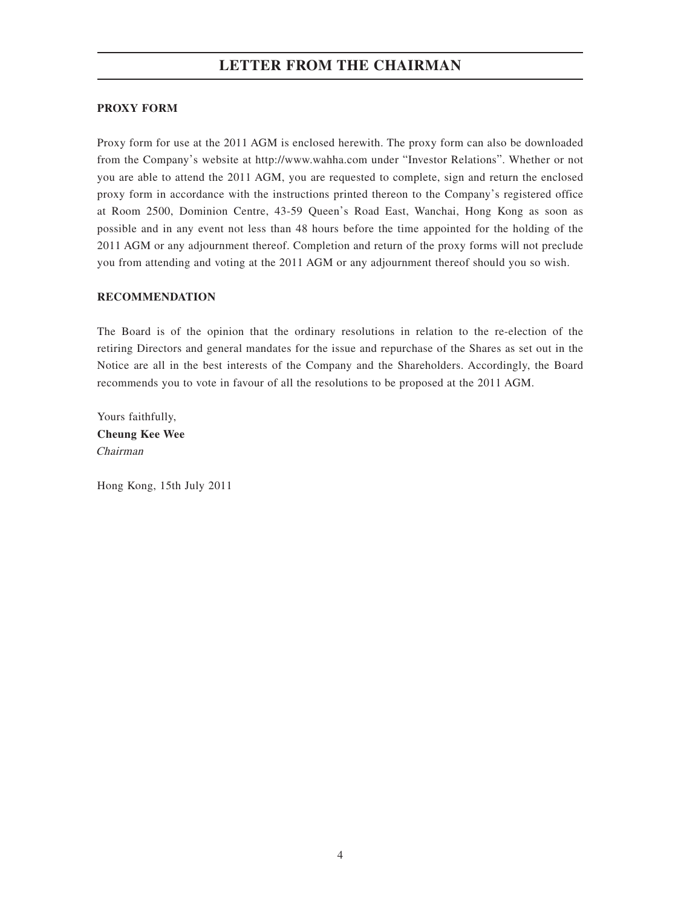## PROXY FORM

Proxy form for use at the 2011 AGM is enclosed herewith. The proxy form can also be downloaded from the Company's website at http://www.wahha.com under "Investor Relations". Whether or not you are able to attend the 2011 AGM, you are requested to complete, sign and return the enclosed proxy form in accordance with the instructions printed thereon to the Company's registered office at Room 2500, Dominion Centre, 43-59 Queen's Road East, Wanchai, Hong Kong as soon as possible and in any event not less than 48 hours before the time appointed for the holding of the 2011 AGM or any adjournment thereof. Completion and return of the proxy forms will not preclude you from attending and voting at the 2011 AGM or any adjournment thereof should you so wish.

## RECOMMENDATION

The Board is of the opinion that the ordinary resolutions in relation to the re-election of the retiring Directors and general mandates for the issue and repurchase of the Shares as set out in the Notice are all in the best interests of the Company and the Shareholders. Accordingly, the Board recommends you to vote in favour of all the resolutions to be proposed at the 2011 AGM.

Yours faithfully,
**Cheung Kee Wee**
*Chairman*

Hong Kong, 15th July 2011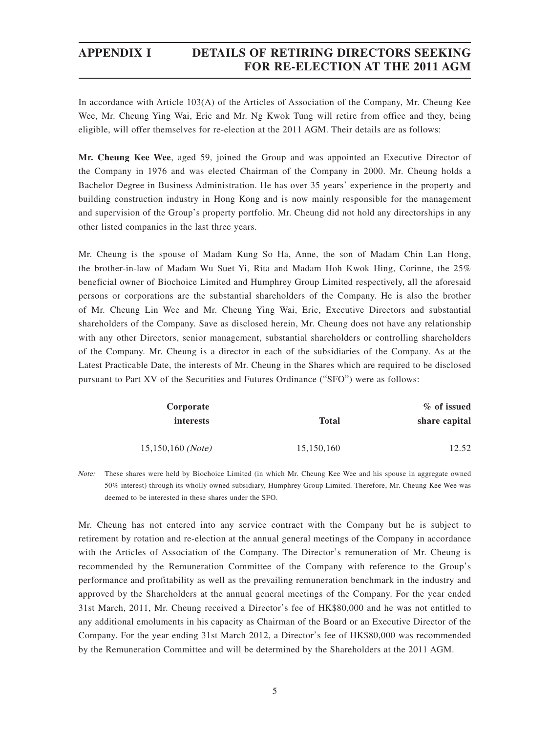# APPENDIX I DETAILS OF RETIRING DIRECTORS SEEKING FOR RE-ELECTION AT THE 2011 AGM

In accordance with Article 103(A) of the Articles of Association of the Company, Mr. Cheung Kee Wee, Mr. Cheung Ying Wai, Eric and Mr. Ng Kwok Tung will retire from office and they, being eligible, will offer themselves for re-election at the 2011 AGM. Their details are as follows:

**Mr. Cheung Kee Wee**, aged 59, joined the Group and was appointed an Executive Director of the Company in 1976 and was elected Chairman of the Company in 2000. Mr. Cheung holds a Bachelor Degree in Business Administration. He has over 35 years' experience in the property and building construction industry in Hong Kong and is now mainly responsible for the management and supervision of the Group's property portfolio. Mr. Cheung did not hold any directorships in any other listed companies in the last three years.

Mr. Cheung is the spouse of Madam Kung So Ha, Anne, the son of Madam Chin Lan Hong, the brother-in-law of Madam Wu Suet Yi, Rita and Madam Hoh Kwok Hing, Corinne, the 25% beneficial owner of Biochoice Limited and Humphrey Group Limited respectively, all the aforesaid persons or corporations are the substantial shareholders of the Company. He is also the brother of Mr. Cheung Lin Wee and Mr. Cheung Ying Wai, Eric, Executive Directors and substantial shareholders of the Company. Save as disclosed herein, Mr. Cheung does not have any relationship with any other Directors, senior management, substantial shareholders or controlling shareholders of the Company. Mr. Cheung is a director in each of the subsidiaries of the Company. As at the Latest Practicable Date, the interests of Mr. Cheung in the Shares which are required to be disclosed pursuant to Part XV of the Securities and Futures Ordinance ("SFO") were as follows:

| Corporate interests | Total | % of issued share capital |
|---|---|---|
| 15,150,160 *(Note)* | 15,150,160 | 12.52 |

*Note:* These shares were held by Biochoice Limited (in which Mr. Cheung Kee Wee and his spouse in aggregate owned 50% interest) through its wholly owned subsidiary, Humphrey Group Limited. Therefore, Mr. Cheung Kee Wee was deemed to be interested in these shares under the SFO.

Mr. Cheung has not entered into any service contract with the Company but he is subject to retirement by rotation and re-election at the annual general meetings of the Company in accordance with the Articles of Association of the Company. The Director's remuneration of Mr. Cheung is recommended by the Remuneration Committee of the Company with reference to the Group's performance and profitability as well as the prevailing remuneration benchmark in the industry and approved by the Shareholders at the annual general meetings of the Company. For the year ended 31st March, 2011, Mr. Cheung received a Director's fee of HK$80,000 and he was not entitled to any additional emoluments in his capacity as Chairman of the Board or an Executive Director of the Company. For the year ending 31st March 2012, a Director's fee of HK$80,000 was recommended by the Remuneration Committee and will be determined by the Shareholders at the 2011 AGM.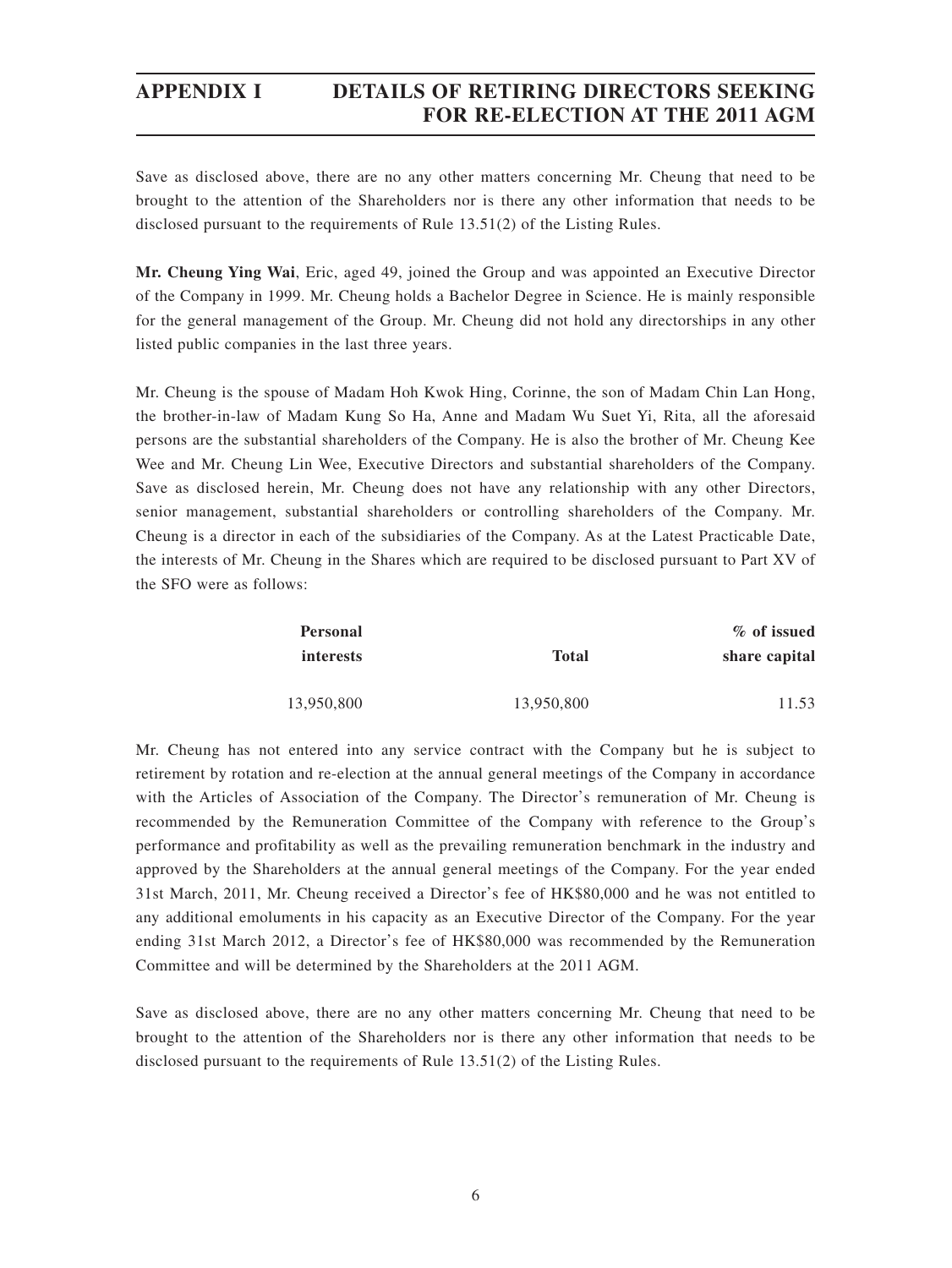Save as disclosed above, there are no any other matters concerning Mr. Cheung that need to be brought to the attention of the Shareholders nor is there any other information that needs to be disclosed pursuant to the requirements of Rule 13.51(2) of the Listing Rules.

**Mr. Cheung Ying Wai**, Eric, aged 49, joined the Group and was appointed an Executive Director of the Company in 1999. Mr. Cheung holds a Bachelor Degree in Science. He is mainly responsible for the general management of the Group. Mr. Cheung did not hold any directorships in any other listed public companies in the last three years.

Mr. Cheung is the spouse of Madam Hoh Kwok Hing, Corinne, the son of Madam Chin Lan Hong, the brother-in-law of Madam Kung So Ha, Anne and Madam Wu Suet Yi, Rita, all the aforesaid persons are the substantial shareholders of the Company. He is also the brother of Mr. Cheung Kee Wee and Mr. Cheung Lin Wee, Executive Directors and substantial shareholders of the Company. Save as disclosed herein, Mr. Cheung does not have any relationship with any other Directors, senior management, substantial shareholders or controlling shareholders of the Company. Mr. Cheung is a director in each of the subsidiaries of the Company. As at the Latest Practicable Date, the interests of Mr. Cheung in the Shares which are required to be disclosed pursuant to Part XV of the SFO were as follows:

| Personal interests | Total | % of issued share capital |
|---|---|---|
| 13,950,800 | 13,950,800 | 11.53 |

Mr. Cheung has not entered into any service contract with the Company but he is subject to retirement by rotation and re-election at the annual general meetings of the Company in accordance with the Articles of Association of the Company. The Director's remuneration of Mr. Cheung is recommended by the Remuneration Committee of the Company with reference to the Group's performance and profitability as well as the prevailing remuneration benchmark in the industry and approved by the Shareholders at the annual general meetings of the Company. For the year ended 31st March, 2011, Mr. Cheung received a Director's fee of HK$80,000 and he was not entitled to any additional emoluments in his capacity as an Executive Director of the Company. For the year ending 31st March 2012, a Director's fee of HK$80,000 was recommended by the Remuneration Committee and will be determined by the Shareholders at the 2011 AGM.

Save as disclosed above, there are no any other matters concerning Mr. Cheung that need to be brought to the attention of the Shareholders nor is there any other information that needs to be disclosed pursuant to the requirements of Rule 13.51(2) of the Listing Rules.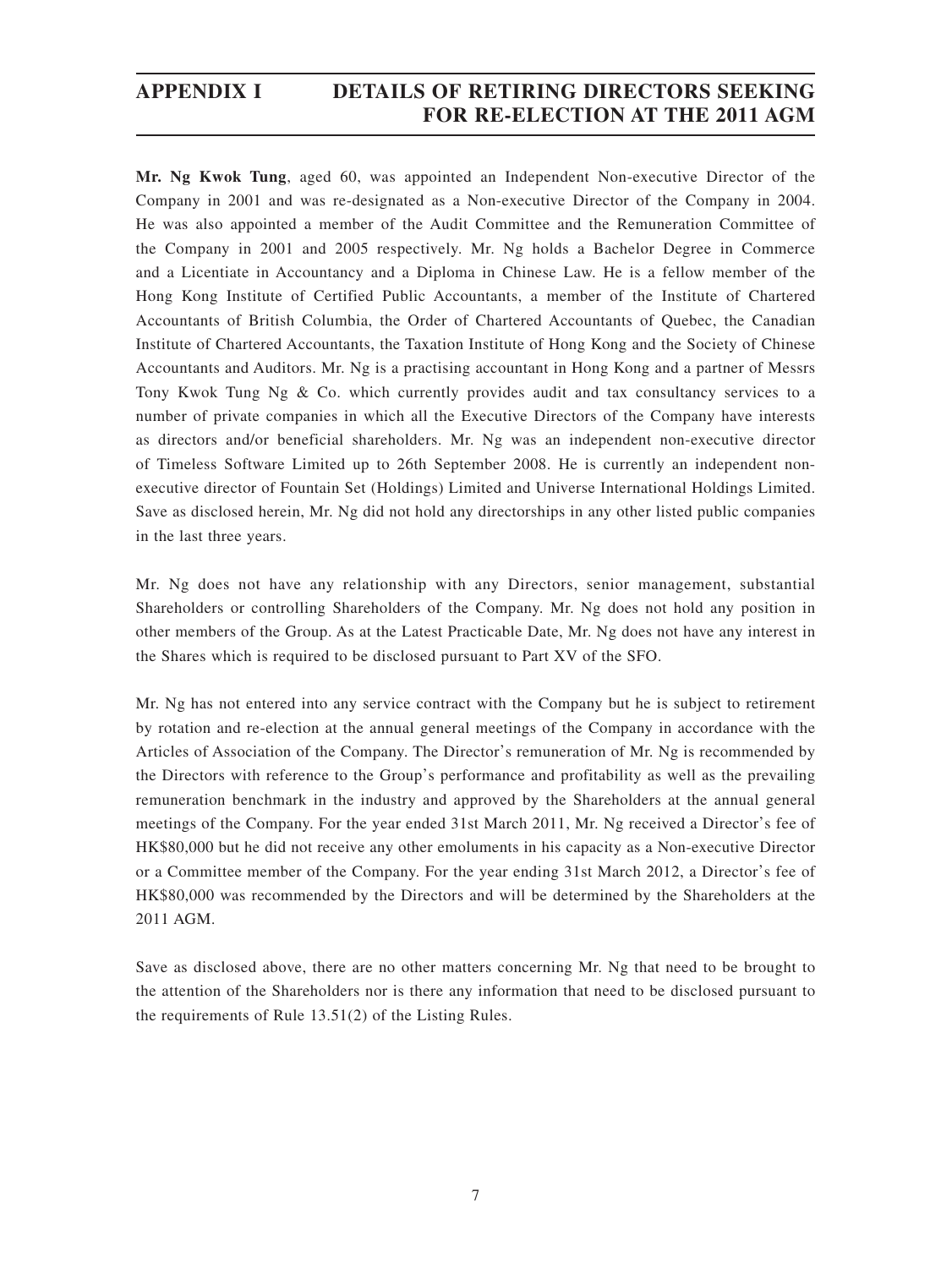**Mr. Ng Kwok Tung**, aged 60, was appointed an Independent Non-executive Director of the Company in 2001 and was re-designated as a Non-executive Director of the Company in 2004. He was also appointed a member of the Audit Committee and the Remuneration Committee of the Company in 2001 and 2005 respectively. Mr. Ng holds a Bachelor Degree in Commerce and a Licentiate in Accountancy and a Diploma in Chinese Law. He is a fellow member of the Hong Kong Institute of Certified Public Accountants, a member of the Institute of Chartered Accountants of British Columbia, the Order of Chartered Accountants of Quebec, the Canadian Institute of Chartered Accountants, the Taxation Institute of Hong Kong and the Society of Chinese Accountants and Auditors. Mr. Ng is a practising accountant in Hong Kong and a partner of Messrs Tony Kwok Tung Ng & Co. which currently provides audit and tax consultancy services to a number of private companies in which all the Executive Directors of the Company have interests as directors and/or beneficial shareholders. Mr. Ng was an independent non-executive director of Timeless Software Limited up to 26th September 2008. He is currently an independent non-executive director of Fountain Set (Holdings) Limited and Universe International Holdings Limited. Save as disclosed herein, Mr. Ng did not hold any directorships in any other listed public companies in the last three years.

Mr. Ng does not have any relationship with any Directors, senior management, substantial Shareholders or controlling Shareholders of the Company. Mr. Ng does not hold any position in other members of the Group. As at the Latest Practicable Date, Mr. Ng does not have any interest in the Shares which is required to be disclosed pursuant to Part XV of the SFO.

Mr. Ng has not entered into any service contract with the Company but he is subject to retirement by rotation and re-election at the annual general meetings of the Company in accordance with the Articles of Association of the Company. The Director's remuneration of Mr. Ng is recommended by the Directors with reference to the Group's performance and profitability as well as the prevailing remuneration benchmark in the industry and approved by the Shareholders at the annual general meetings of the Company. For the year ended 31st March 2011, Mr. Ng received a Director's fee of HK$80,000 but he did not receive any other emoluments in his capacity as a Non-executive Director or a Committee member of the Company. For the year ending 31st March 2012, a Director's fee of HK$80,000 was recommended by the Directors and will be determined by the Shareholders at the 2011 AGM.

Save as disclosed above, there are no other matters concerning Mr. Ng that need to be brought to the attention of the Shareholders nor is there any information that need to be disclosed pursuant to the requirements of Rule 13.51(2) of the Listing Rules.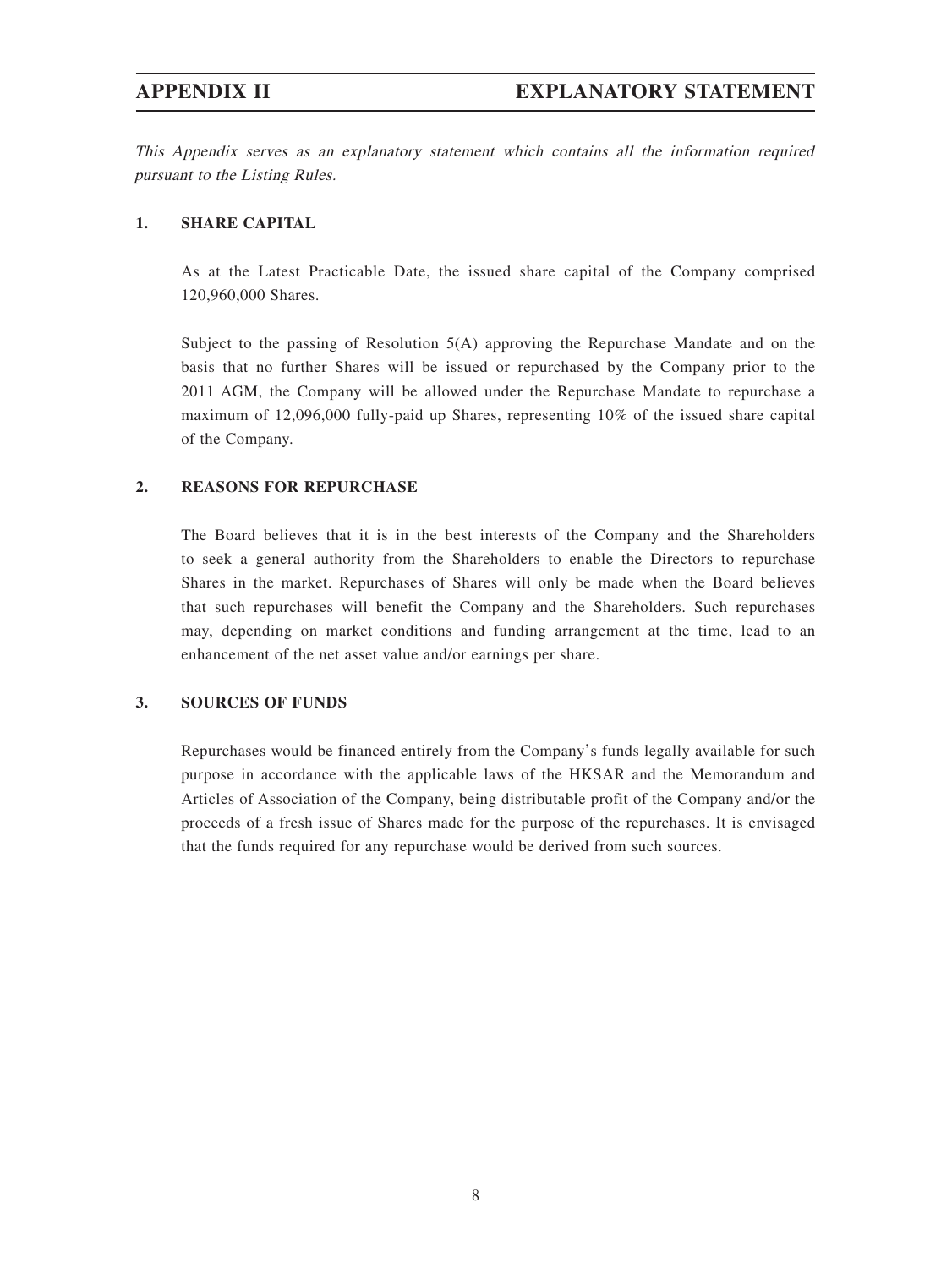# APPENDIX II EXPLANATORY STATEMENT

*This Appendix serves as an explanatory statement which contains all the information required pursuant to the Listing Rules.*

## 1. SHARE CAPITAL

As at the Latest Practicable Date, the issued share capital of the Company comprised 120,960,000 Shares.

Subject to the passing of Resolution 5(A) approving the Repurchase Mandate and on the basis that no further Shares will be issued or repurchased by the Company prior to the 2011 AGM, the Company will be allowed under the Repurchase Mandate to repurchase a maximum of 12,096,000 fully-paid up Shares, representing 10% of the issued share capital of the Company.

## 2. REASONS FOR REPURCHASE

The Board believes that it is in the best interests of the Company and the Shareholders to seek a general authority from the Shareholders to enable the Directors to repurchase Shares in the market. Repurchases of Shares will only be made when the Board believes that such repurchases will benefit the Company and the Shareholders. Such repurchases may, depending on market conditions and funding arrangement at the time, lead to an enhancement of the net asset value and/or earnings per share.

## 3. SOURCES OF FUNDS

Repurchases would be financed entirely from the Company's funds legally available for such purpose in accordance with the applicable laws of the HKSAR and the Memorandum and Articles of Association of the Company, being distributable profit of the Company and/or the proceeds of a fresh issue of Shares made for the purpose of the repurchases. It is envisaged that the funds required for any repurchase would be derived from such sources.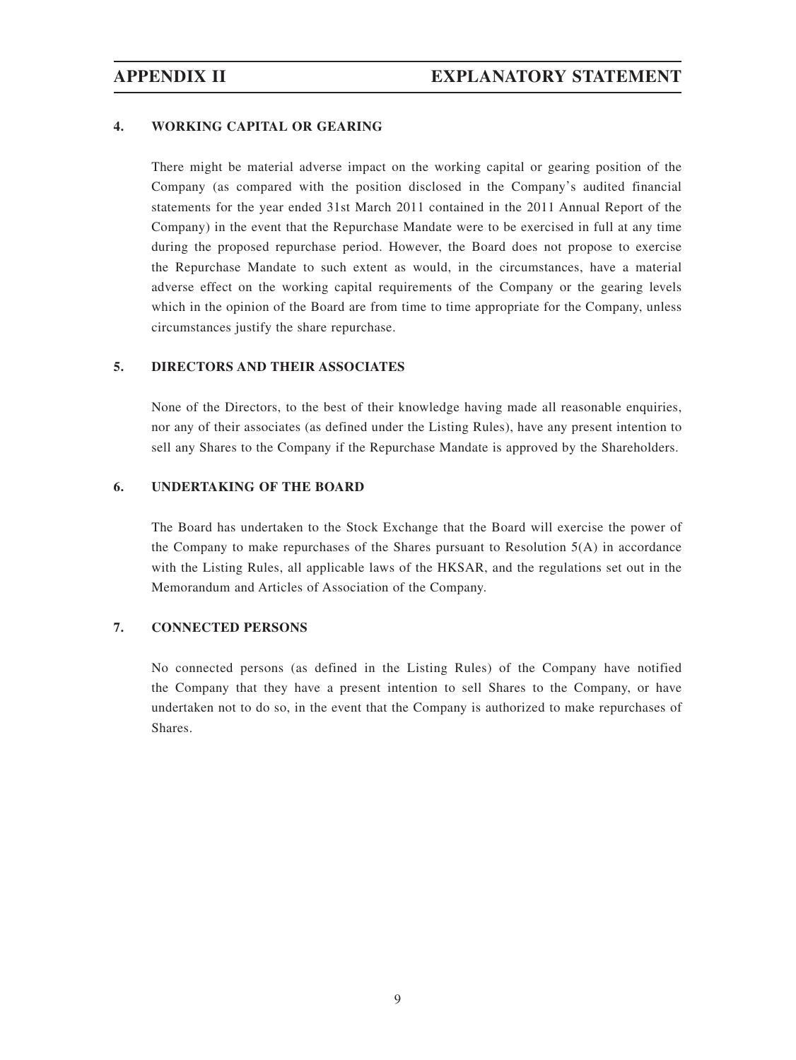## 4. WORKING CAPITAL OR GEARING

There might be material adverse impact on the working capital or gearing position of the Company (as compared with the position disclosed in the Company's audited financial statements for the year ended 31st March 2011 contained in the 2011 Annual Report of the Company) in the event that the Repurchase Mandate were to be exercised in full at any time during the proposed repurchase period. However, the Board does not propose to exercise the Repurchase Mandate to such extent as would, in the circumstances, have a material adverse effect on the working capital requirements of the Company or the gearing levels which in the opinion of the Board are from time to time appropriate for the Company, unless circumstances justify the share repurchase.

## 5. DIRECTORS AND THEIR ASSOCIATES

None of the Directors, to the best of their knowledge having made all reasonable enquiries, nor any of their associates (as defined under the Listing Rules), have any present intention to sell any Shares to the Company if the Repurchase Mandate is approved by the Shareholders.

## 6. UNDERTAKING OF THE BOARD

The Board has undertaken to the Stock Exchange that the Board will exercise the power of the Company to make repurchases of the Shares pursuant to Resolution 5(A) in accordance with the Listing Rules, all applicable laws of the HKSAR, and the regulations set out in the Memorandum and Articles of Association of the Company.

## 7. CONNECTED PERSONS

No connected persons (as defined in the Listing Rules) of the Company have notified the Company that they have a present intention to sell Shares to the Company, or have undertaken not to do so, in the event that the Company is authorized to make repurchases of Shares.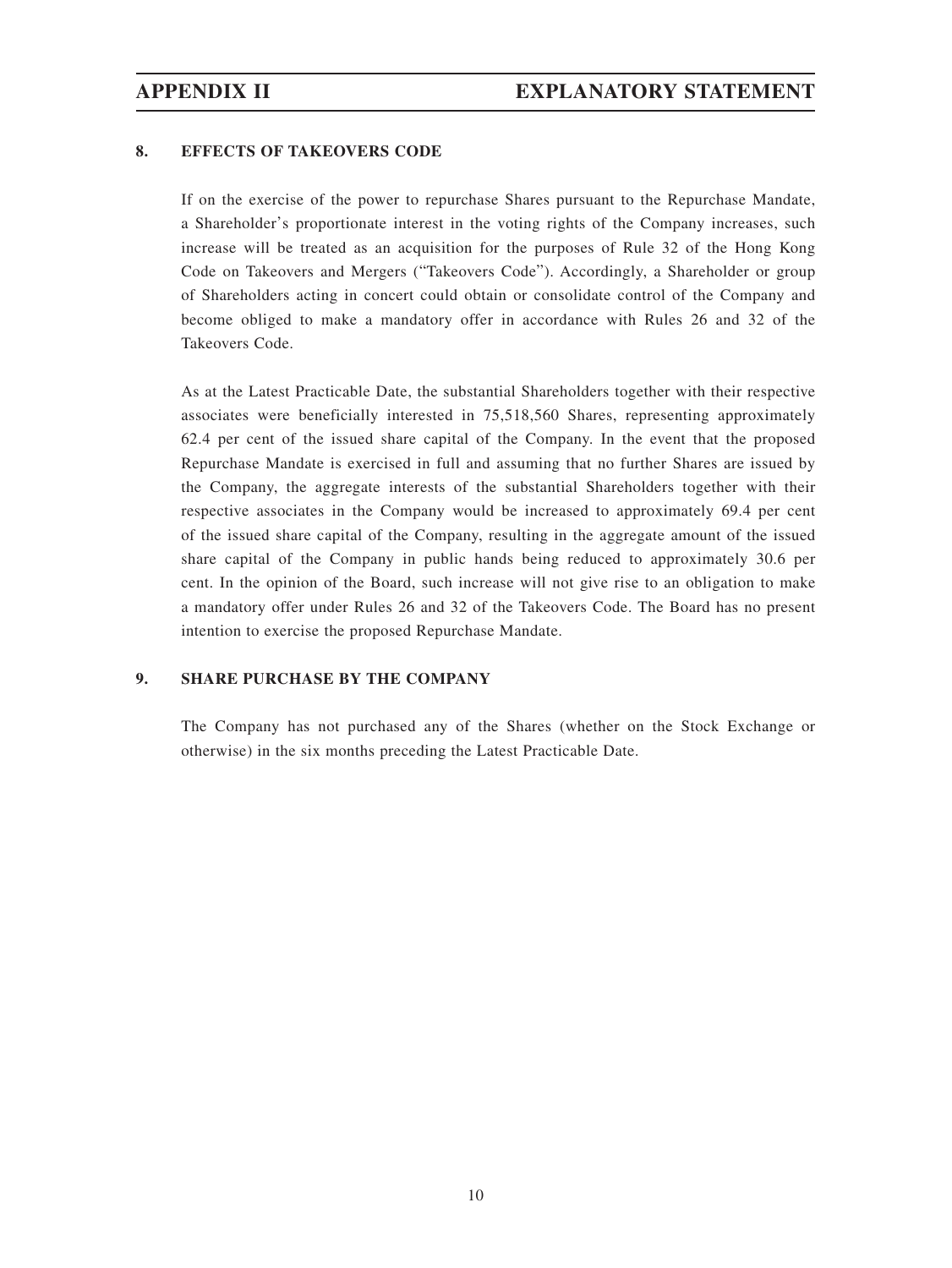## 8. EFFECTS OF TAKEOVERS CODE

If on the exercise of the power to repurchase Shares pursuant to the Repurchase Mandate, a Shareholder's proportionate interest in the voting rights of the Company increases, such increase will be treated as an acquisition for the purposes of Rule 32 of the Hong Kong Code on Takeovers and Mergers ("Takeovers Code"). Accordingly, a Shareholder or group of Shareholders acting in concert could obtain or consolidate control of the Company and become obliged to make a mandatory offer in accordance with Rules 26 and 32 of the Takeovers Code.

As at the Latest Practicable Date, the substantial Shareholders together with their respective associates were beneficially interested in 75,518,560 Shares, representing approximately 62.4 per cent of the issued share capital of the Company. In the event that the proposed Repurchase Mandate is exercised in full and assuming that no further Shares are issued by the Company, the aggregate interests of the substantial Shareholders together with their respective associates in the Company would be increased to approximately 69.4 per cent of the issued share capital of the Company, resulting in the aggregate amount of the issued share capital of the Company in public hands being reduced to approximately 30.6 per cent. In the opinion of the Board, such increase will not give rise to an obligation to make a mandatory offer under Rules 26 and 32 of the Takeovers Code. The Board has no present intention to exercise the proposed Repurchase Mandate.

## 9. SHARE PURCHASE BY THE COMPANY

The Company has not purchased any of the Shares (whether on the Stock Exchange or otherwise) in the six months preceding the Latest Practicable Date.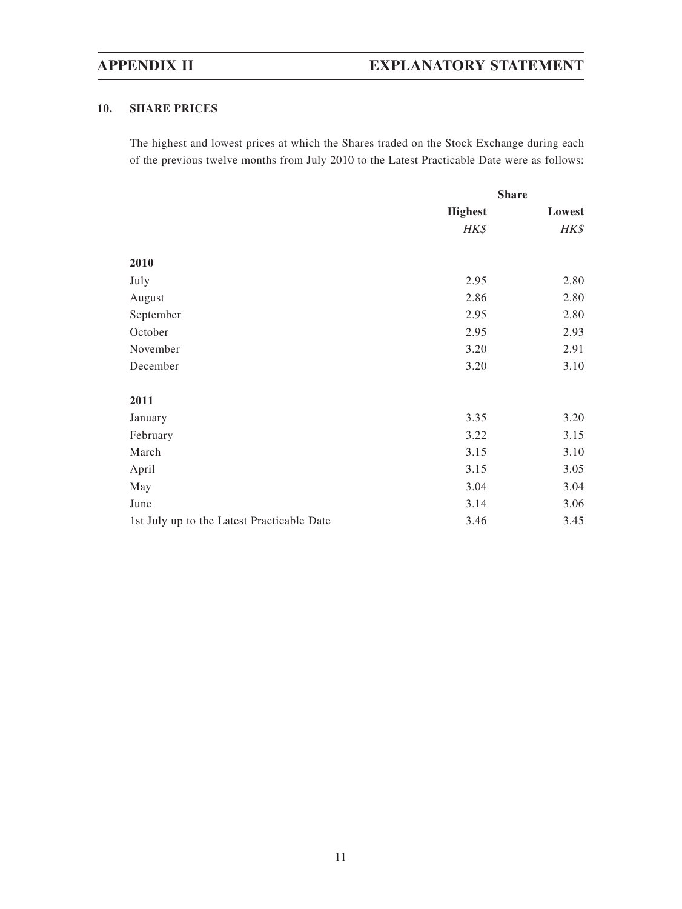## 10. SHARE PRICES

The highest and lowest prices at which the Shares traded on the Stock Exchange during each of the previous twelve months from July 2010 to the Latest Practicable Date were as follows:

| | Share | |
|---|---|---|
| | **Highest** | **Lowest** |
| | *HK$* | *HK$* |
| **2010** | | |
| July | 2.95 | 2.80 |
| August | 2.86 | 2.80 |
| September | 2.95 | 2.80 |
| October | 2.95 | 2.93 |
| November | 3.20 | 2.91 |
| December | 3.20 | 3.10 |
| **2011** | | |
| January | 3.35 | 3.20 |
| February | 3.22 | 3.15 |
| March | 3.15 | 3.10 |
| April | 3.15 | 3.05 |
| May | 3.04 | 3.04 |
| June | 3.14 | 3.06 |
| 1st July up to the Latest Practicable Date | 3.46 | 3.45 |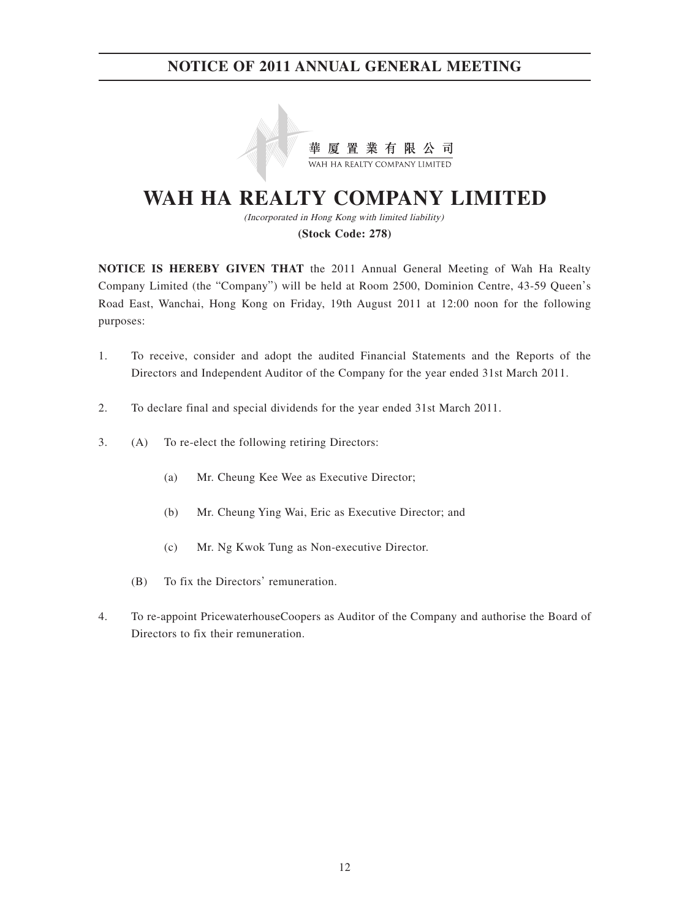# NOTICE OF 2011 ANNUAL GENERAL MEETING

華厦置業有限公司
WAH HA REALTY COMPANY LIMITED

# WAH HA REALTY COMPANY LIMITED

*(Incorporated in Hong Kong with limited liability)*

**(Stock Code: 278)**

**NOTICE IS HEREBY GIVEN THAT** the 2011 Annual General Meeting of Wah Ha Realty Company Limited (the "Company") will be held at Room 2500, Dominion Centre, 43-59 Queen's Road East, Wanchai, Hong Kong on Friday, 19th August 2011 at 12:00 noon for the following purposes:

1. To receive, consider and adopt the audited Financial Statements and the Reports of the Directors and Independent Auditor of the Company for the year ended 31st March 2011.

2. To declare final and special dividends for the year ended 31st March 2011.

3. (A) To re-elect the following retiring Directors:

   (a) Mr. Cheung Kee Wee as Executive Director;

   (b) Mr. Cheung Ying Wai, Eric as Executive Director; and

   (c) Mr. Ng Kwok Tung as Non-executive Director.

   (B) To fix the Directors' remuneration.

4. To re-appoint PricewaterhouseCoopers as Auditor of the Company and authorise the Board of Directors to fix their remuneration.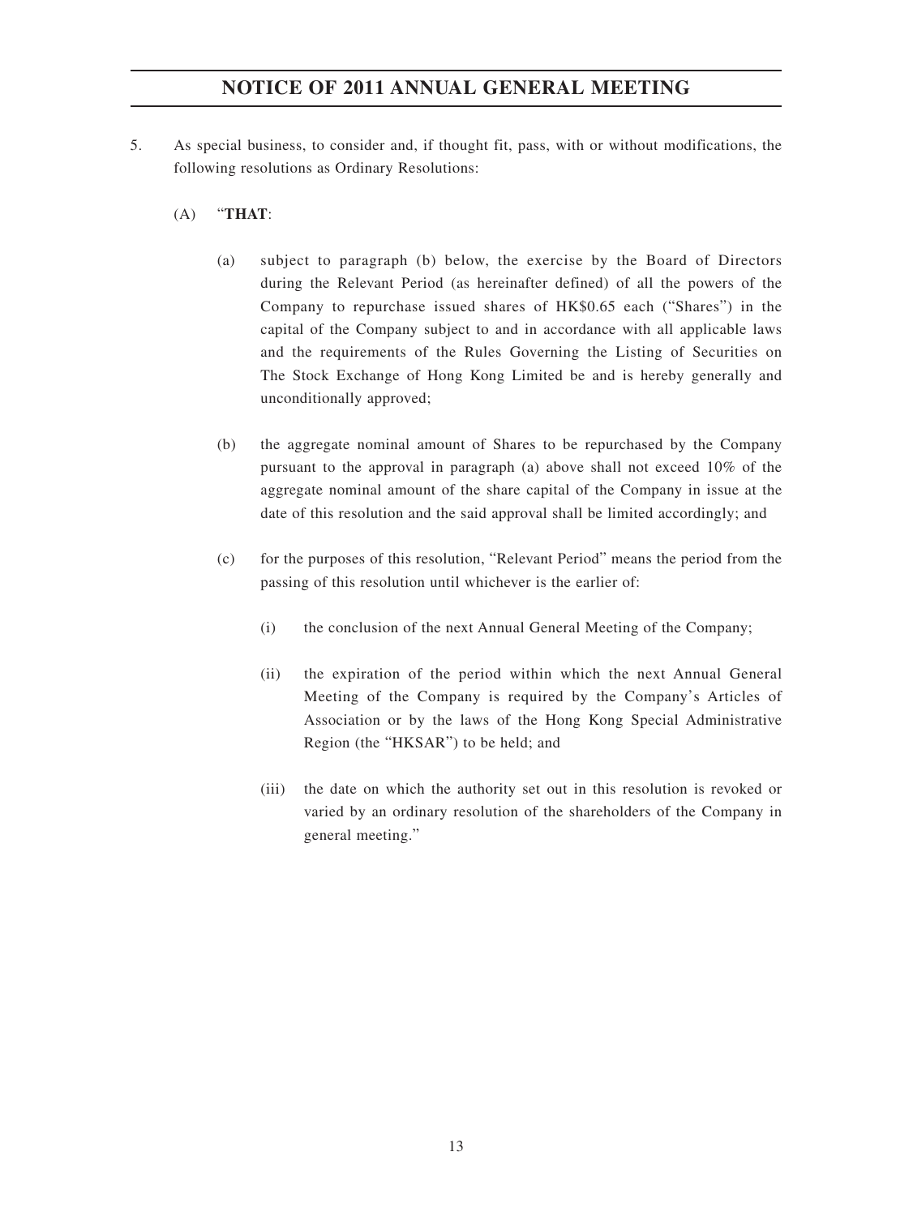5. As special business, to consider and, if thought fit, pass, with or without modifications, the following resolutions as Ordinary Resolutions:

   (A) "**THAT**:

   (a) subject to paragraph (b) below, the exercise by the Board of Directors during the Relevant Period (as hereinafter defined) of all the powers of the Company to repurchase issued shares of HK$0.65 each ("Shares") in the capital of the Company subject to and in accordance with all applicable laws and the requirements of the Rules Governing the Listing of Securities on The Stock Exchange of Hong Kong Limited be and is hereby generally and unconditionally approved;

   (b) the aggregate nominal amount of Shares to be repurchased by the Company pursuant to the approval in paragraph (a) above shall not exceed 10% of the aggregate nominal amount of the share capital of the Company in issue at the date of this resolution and the said approval shall be limited accordingly; and

   (c) for the purposes of this resolution, "Relevant Period" means the period from the passing of this resolution until whichever is the earlier of:

      (i) the conclusion of the next Annual General Meeting of the Company;

      (ii) the expiration of the period within which the next Annual General Meeting of the Company is required by the Company's Articles of Association or by the laws of the Hong Kong Special Administrative Region (the "HKSAR") to be held; and

      (iii) the date on which the authority set out in this resolution is revoked or varied by an ordinary resolution of the shareholders of the Company in general meeting."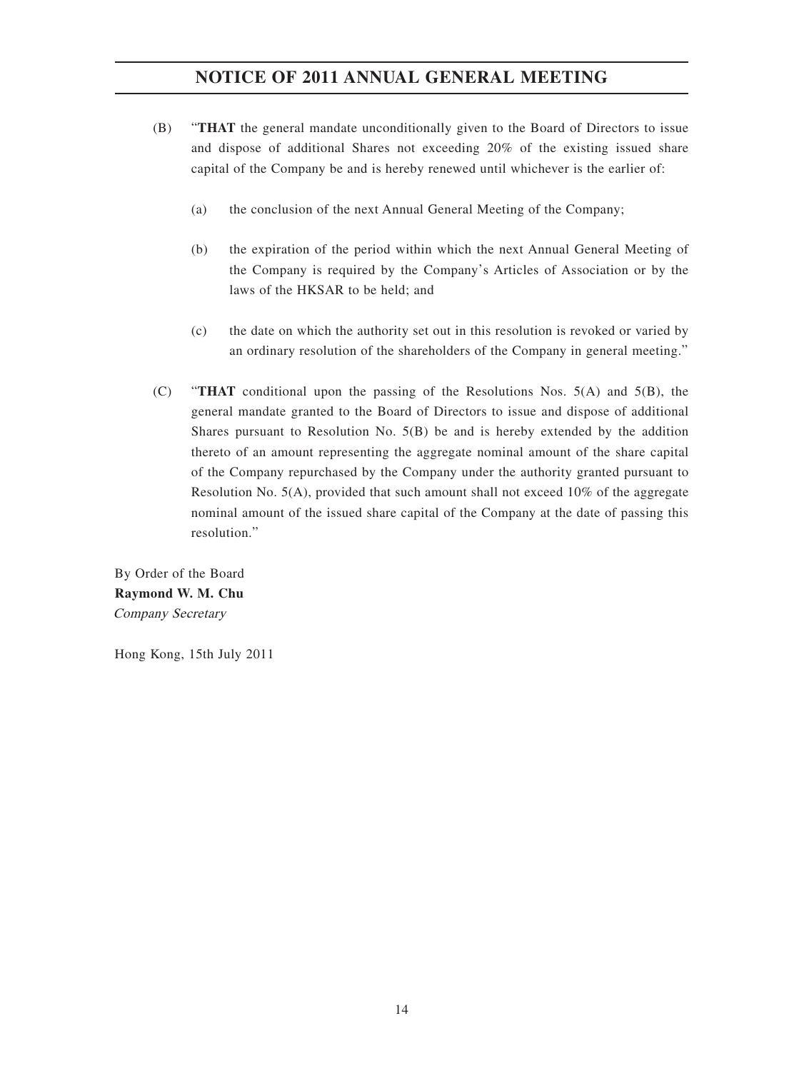(B) "**THAT** the general mandate unconditionally given to the Board of Directors to issue and dispose of additional Shares not exceeding 20% of the existing issued share capital of the Company be and is hereby renewed until whichever is the earlier of:

   (a) the conclusion of the next Annual General Meeting of the Company;

   (b) the expiration of the period within which the next Annual General Meeting of the Company is required by the Company's Articles of Association or by the laws of the HKSAR to be held; and

   (c) the date on which the authority set out in this resolution is revoked or varied by an ordinary resolution of the shareholders of the Company in general meeting."

(C) "**THAT** conditional upon the passing of the Resolutions Nos. 5(A) and 5(B), the general mandate granted to the Board of Directors to issue and dispose of additional Shares pursuant to Resolution No. 5(B) be and is hereby extended by the addition thereto of an amount representing the aggregate nominal amount of the share capital of the Company repurchased by the Company under the authority granted pursuant to Resolution No. 5(A), provided that such amount shall not exceed 10% of the aggregate nominal amount of the issued share capital of the Company at the date of passing this resolution."

By Order of the Board
**Raymond W. M. Chu**
*Company Secretary*

Hong Kong, 15th July 2011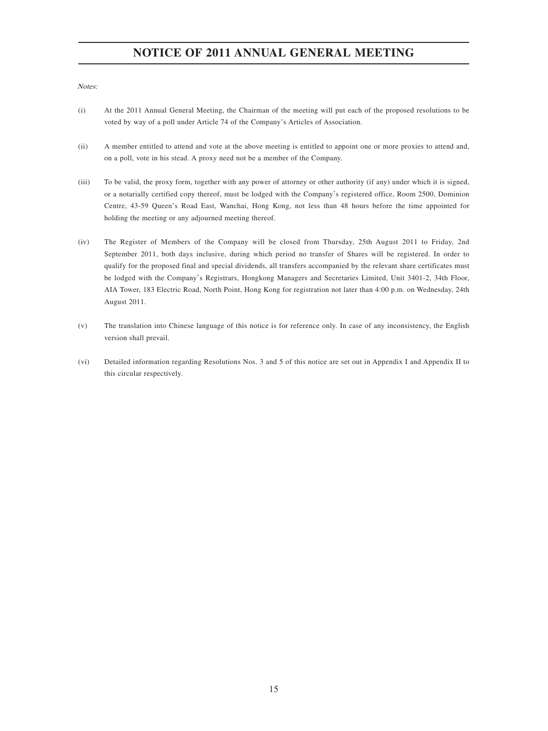# NOTICE OF 2011 ANNUAL GENERAL MEETING

*Notes:*

(i) At the 2011 Annual General Meeting, the Chairman of the meeting will put each of the proposed resolutions to be voted by way of a poll under Article 74 of the Company's Articles of Association.

(ii) A member entitled to attend and vote at the above meeting is entitled to appoint one or more proxies to attend and, on a poll, vote in his stead. A proxy need not be a member of the Company.

(iii) To be valid, the proxy form, together with any power of attorney or other authority (if any) under which it is signed, or a notarially certified copy thereof, must be lodged with the Company's registered office, Room 2500, Dominion Centre, 43-59 Queen's Road East, Wanchai, Hong Kong, not less than 48 hours before the time appointed for holding the meeting or any adjourned meeting thereof.

(iv) The Register of Members of the Company will be closed from Thursday, 25th August 2011 to Friday, 2nd September 2011, both days inclusive, during which period no transfer of Shares will be registered. In order to qualify for the proposed final and special dividends, all transfers accompanied by the relevant share certificates must be lodged with the Company's Registrars, Hongkong Managers and Secretaries Limited, Unit 3401-2, 34th Floor, AIA Tower, 183 Electric Road, North Point, Hong Kong for registration not later than 4:00 p.m. on Wednesday, 24th August 2011.

(v) The translation into Chinese language of this notice is for reference only. In case of any inconsistency, the English version shall prevail.

(vi) Detailed information regarding Resolutions Nos. 3 and 5 of this notice are set out in Appendix I and Appendix II to this circular respectively.